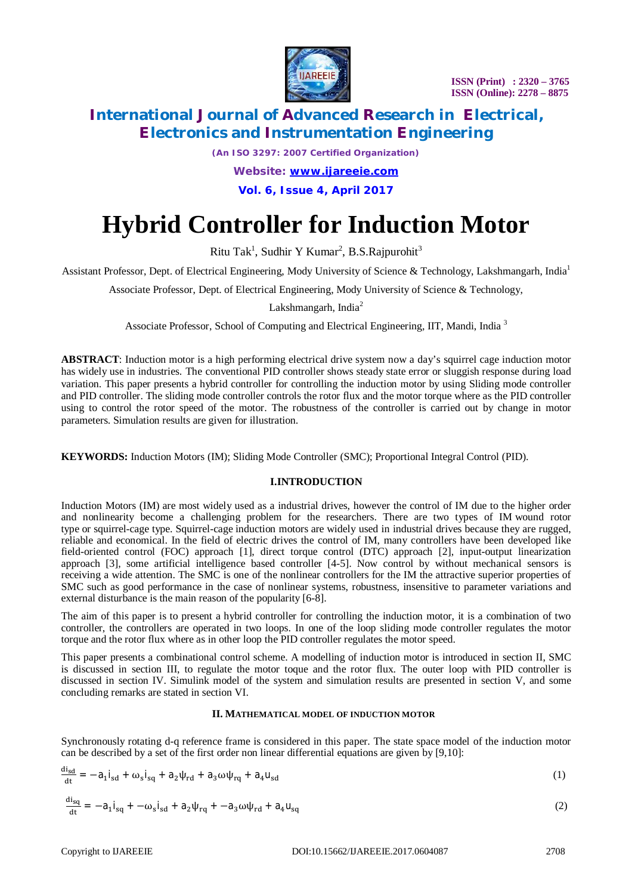# Hybrid Controller for Induction Motor

Ritu Tak[1], Sudhir Y Kumar[2], B.S.Rajpurohit[3]

Assistant Professor, Dept. of Electrical Engineering, Mody University of Science & Technology, Lakshmangarh, India[1]

Associate Professor, Dept. of Electrical Engineering, Mody University of Science & Technology, Lakshmangarh, India[2]

Associate Professor, School of Computing and Electrical Engineering, IIT, Mandi, India [3]

**ABSTRACT**: Induction motor is a high performing electrical drive system now a day's squirrel cage induction motor has widely use in industries. The conventional PID controller shows steady state error or sluggish response during load variation. This paper presents a hybrid controller for controlling the induction motor by using Sliding mode controller and PID controller. The sliding mode controller controls the rotor flux and the motor torque where as the PID controller using to control the rotor speed of the motor. The robustness of the controller is carried out by change in motor parameters. Simulation results are given for illustration.

**KEYWORDS:** Induction Motors (IM); Sliding Mode Controller (SMC); Proportional Integral Control (PID).

## I.INTRODUCTION

Induction Motors (IM) are most widely used as a industrial drives, however the control of IM due to the higher order and nonlinearity become a challenging problem for the researchers. There are two types of IM wound rotor type or squirrel-cage type. Squirrel-cage induction motors are widely used in industrial drives because they are rugged, reliable and economical. In the field of electric drives the control of IM, many controllers have been developed like field-oriented control (FOC) approach [1], direct torque control (DTC) approach [2], input-output linearization approach [3], some artificial intelligence based controller [4-5]. Now control by without mechanical sensors is receiving a wide attention. The SMC is one of the nonlinear controllers for the IM the attractive superior properties of SMC such as good performance in the case of nonlinear systems, robustness, insensitive to parameter variations and external disturbance is the main reason of the popularity [6-8].

The aim of this paper is to present a hybrid controller for controlling the induction motor, it is a combination of two controller, the controllers are operated in two loops. In one of the loop sliding mode controller regulates the motor torque and the rotor flux where as in other loop the PID controller regulates the motor speed.

This paper presents a combinational control scheme. A modelling of induction motor is introduced in section II, SMC is discussed in section III, to regulate the motor toque and the rotor flux. The outer loop with PID controller is discussed in section IV. Simulink model of the system and simulation results are presented in section V, and some concluding remarks are stated in section VI.

## II. MATHEMATICAL MODEL OF INDUCTION MOTOR

Synchronously rotating d-q reference frame is considered in this paper. The state space model of the induction motor can be described by a set of the first order non linear differential equations are given by [9,10]:

$$\frac{di_{sd}}{dt} = -a_1 i_{sd} + \omega_s i_{sq} + a_2 \psi_{rd} + a_3 \omega \psi_{rq} + a_4 u_{sd} \tag{1}$$

$$\frac{di_{sq}}{dt} = -a_1 i_{sq} + -\omega_s i_{sd} + a_2 \psi_{rq} + -a_3 \omega \psi_{rd} + a_4 u_{sq} \tag{2}$$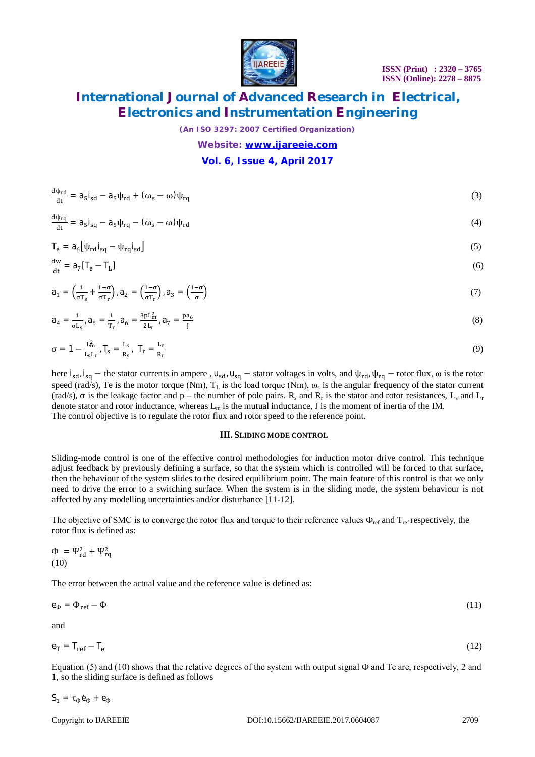$$\frac{d\psi_{rd}}{dt} = a_5 i_{sd} - a_5\psi_{rd} + (\omega_s - \omega)\psi_{rq} \tag{3}$$

$$\frac{d\psi_{rq}}{dt} = a_5 i_{sq} - a_5\psi_{rq} - (\omega_s - \omega)\psi_{rd} \tag{4}$$

$$T_e = a_6\left[\psi_{rd} i_{sq} - \psi_{rq} i_{sd}\right] \tag{5}$$

$$\frac{dw}{dt} = a_7[T_e - T_L] \tag{6}$$

$$a_1 = \left(\frac{1}{\sigma T_s} + \frac{1-\sigma}{\sigma T_r}\right), a_2 = \left(\frac{1-\sigma}{\sigma T_r}\right), a_3 = \left(\frac{1-\sigma}{\sigma}\right) \tag{7}$$

$$a_4 = \frac{1}{\sigma L_s}, a_5 = \frac{1}{T_r}, a_6 = \frac{3pL_m^2}{2L_r}, a_7 = \frac{pa_6}{J} \tag{8}$$

$$\sigma = 1 - \frac{L_m^2}{L_s L_r}, T_s = \frac{L_s}{R_s},\ T_r = \frac{L_r}{R_r} \tag{9}$$

here $i_{sd}, i_{sq}$ – the stator currents in ampere , $u_{sd}, u_{sq}$ – stator voltages in volts, and $\psi_{rd}, \psi_{rq}$ – rotor flux, ω is the rotor speed (rad/s), Te is the motor torque (Nm), $T_L$ is the load torque (Nm), $\omega_s$ is the angular frequency of the stator current (rad/s), σ is the leakage factor and p – the number of pole pairs. $R_s$ and $R_r$ is the stator and rotor resistances, $L_s$ and $L_r$ denote stator and rotor inductance, whereas $L_m$ is the mutual inductance, J is the moment of inertia of the IM.
The control objective is to regulate the rotor flux and rotor speed to the reference point.

## III. Sliding mode control

Sliding-mode control is one of the effective control methodologies for induction motor drive control. This technique adjust feedback by previously defining a surface, so that the system which is controlled will be forced to that surface, then the behaviour of the system slides to the desired equilibrium point. The main feature of this control is that we only need to drive the error to a switching surface. When the system is in the sliding mode, the system behaviour is not affected by any modelling uncertainties and/or disturbance [11-12].

The objective of SMC is to converge the rotor flux and torque to their reference values $\Phi_{ref}$ and $T_{ref}$ respectively, the rotor flux is defined as:

$$\Phi = \Psi_{rd}^2 + \Psi_{rq}^2 \tag{10}$$

The error between the actual value and the reference value is defined as:

$$e_\Phi = \Phi_{ref} - \Phi \tag{11}$$

and

$$e_T = T_{ref} - T_e \tag{12}$$

Equation (5) and (10) shows that the relative degrees of the system with output signal Φ and Te are, respectively, 2 and 1, so the sliding surface is defined as follows

$$S_1 = \tau_\Phi \dot{e}_\Phi + e_\Phi$$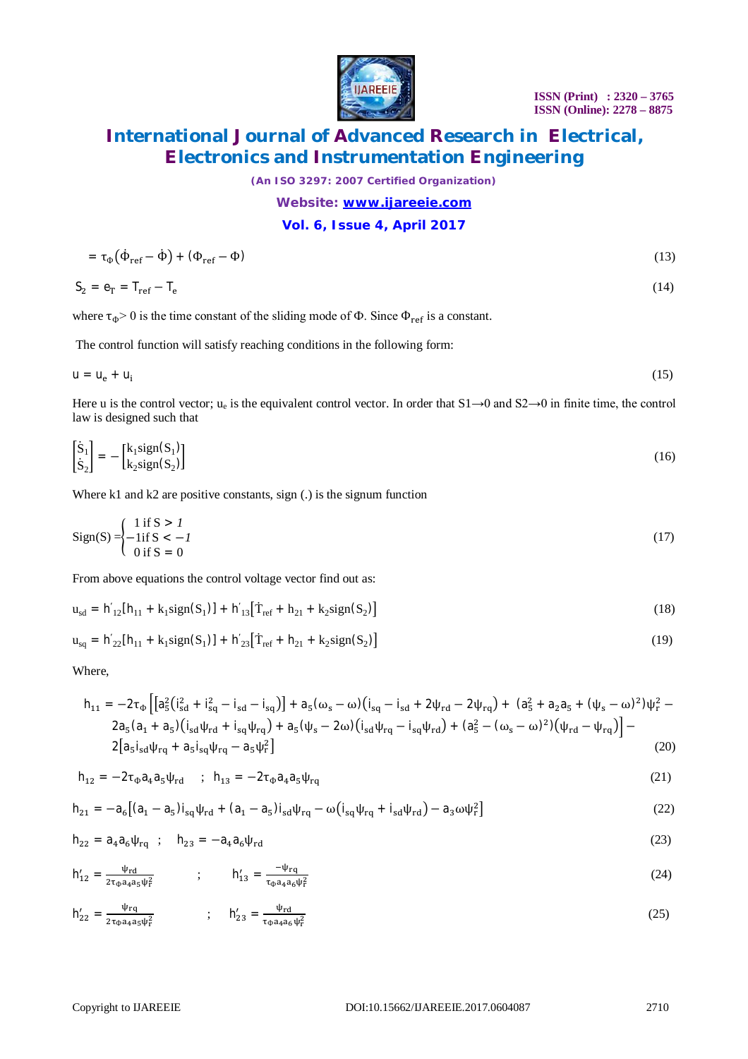$$= \tau_{\Phi}\left(\dot{\Phi}_{ref} - \dot{\Phi}\right) + \left(\Phi_{ref} - \Phi\right) \tag{13}$$

$$S_2 = e_T = T_{ref} - T_e \tag{14}$$

where $\tau_{\Phi} > 0$ is the time constant of the sliding mode of $\Phi$. Since $\Phi_{ref}$ is a constant.

The control function will satisfy reaching conditions in the following form:

$$u = u_e + u_i \tag{15}$$

Here u is the control vector; $u_e$ is the equivalent control vector. In order that $S1 \rightarrow 0$ and $S2 \rightarrow 0$ in finite time, the control law is designed such that

$$\begin{bmatrix} \dot{S}_1 \\ \dot{S}_2 \end{bmatrix} = -\begin{bmatrix} k_1 \mathrm{sign}(S_1) \\ k_2 \mathrm{sign}(S_2) \end{bmatrix} \tag{16}$$

Where k1 and k2 are positive constants, sign (.) is the signum function

$$\mathrm{Sign}(S) = \begin{cases} 1 \text{ if } S > 1 \\ -1 \text{ if } S < -1 \\ 0 \text{ if } S = 0 \end{cases} \tag{17}$$

From above equations the control voltage vector find out as:

$$u_{sd} = h'_{12}\left[h_{11} + k_1 \mathrm{sign}(S_1)\right] + h'_{13}\left[\dot{T}_{ref} + h_{21} + k_2 \mathrm{sign}(S_2)\right] \tag{18}$$

$$u_{sq} = h'_{22}\left[h_{11} + k_1 \mathrm{sign}(S_1)\right] + h'_{23}\left[\dot{T}_{ref} + h_{21} + k_2 \mathrm{sign}(S_2)\right] \tag{19}$$

Where,

$$\begin{aligned} h_{11} = -2\tau_{\Phi} \Big[ & \left[a_5^2\left(i_{sd}^2 + i_{sq}^2 - i_{sd} - i_{sq}\right)\right] + a_5(\omega_s - \omega)\left(i_{sq} - i_{sd} + 2\psi_{rd} - 2\psi_{rq}\right) + \left(a_5^2 + a_2 a_5 + (\psi_s - \omega)^2\right)\psi_r^2 - \\ & 2a_5(a_1 + a_5)\left(i_{sd}\psi_{rd} + i_{sq}\psi_{rq}\right) + a_5(\psi_s - 2\omega)\left(i_{sd}\psi_{rq} - i_{sq}\psi_{rd}\right) + \left(a_5^2 - (\omega_s - \omega)^2\right)\left(\psi_{rd} - \psi_{rq}\right)\Big] - \\ & 2\left[a_5 i_{sd}\psi_{rq} + a_5 i_{sq}\psi_{rq} - a_5\psi_r^2\right] \end{aligned} \tag{20}$$

$$h_{12} = -2\tau_{\Phi} a_4 a_5 \psi_{rd} \quad ; \quad h_{13} = -2\tau_{\Phi} a_4 a_5 \psi_{rq} \tag{21}$$

$$h_{21} = -a_6\left[(a_1 - a_5) i_{sq}\psi_{rd} + (a_1 - a_5) i_{sd}\psi_{rq} - \omega\left(i_{sq}\psi_{rq} + i_{sd}\psi_{rd}\right) - a_3\omega\psi_r^2\right] \tag{22}$$

$$h_{22} = a_4 a_6 \psi_{rq} \quad ; \quad h_{23} = -a_4 a_6 \psi_{rd} \tag{23}$$

$$h'_{12} = \frac{\psi_{rd}}{2\tau_{\Phi} a_4 a_5 \psi_r^2} \quad ; \quad h'_{13} = \frac{-\psi_{rq}}{\tau_{\Phi} a_4 a_6 \psi_r^2} \tag{24}$$

$$h'_{22} = \frac{\psi_{rq}}{2\tau_{\Phi} a_4 a_5 \psi_r^2} \quad ; \quad h'_{23} = \frac{\psi_{rd}}{\tau_{\Phi} a_4 a_6 \psi_r^2} \tag{25}$$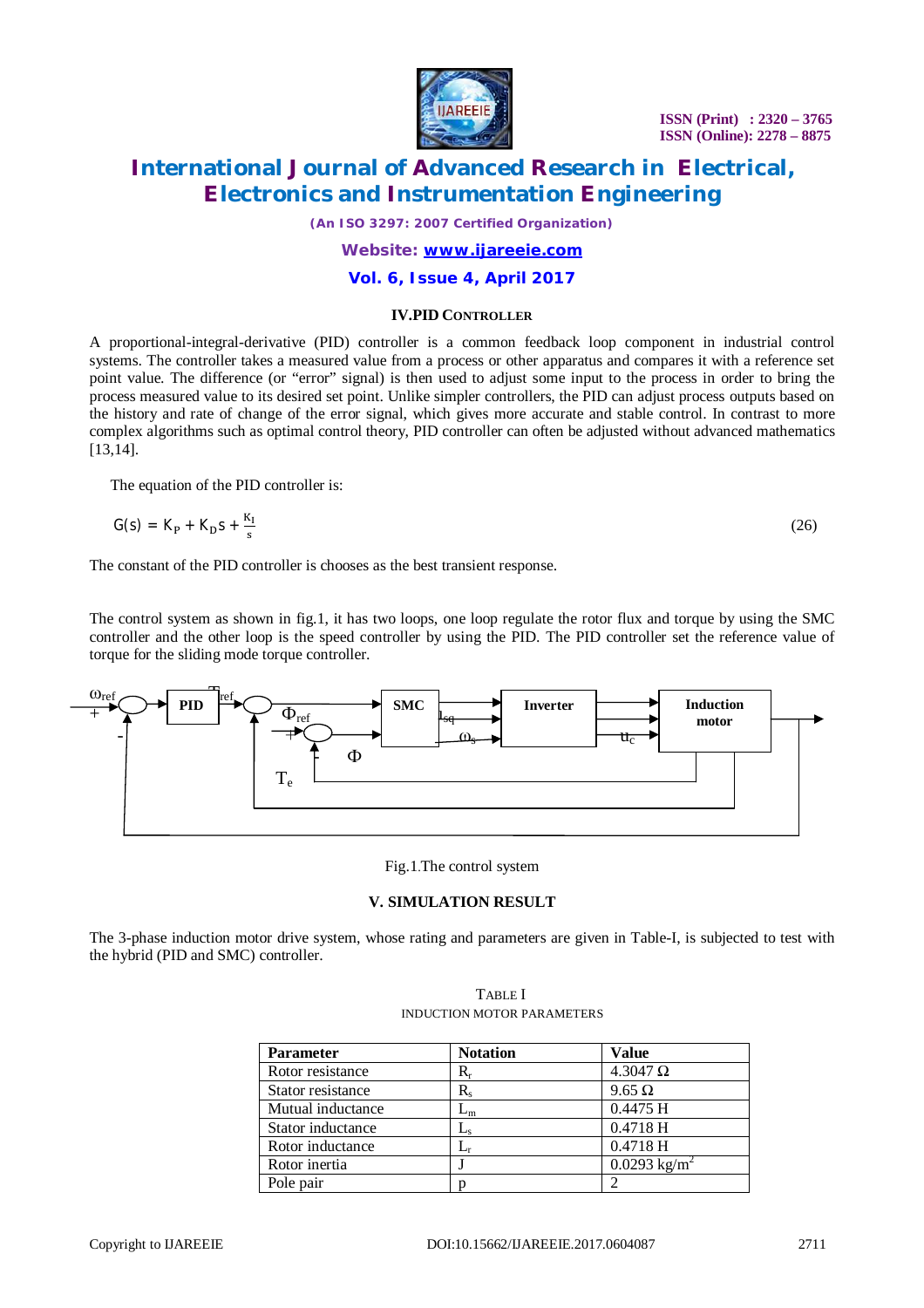### IV. PID CONTROLLER

A proportional-integral-derivative (PID) controller is a common feedback loop component in industrial control systems. The controller takes a measured value from a process or other apparatus and compares it with a reference set point value. The difference (or "error" signal) is then used to adjust some input to the process in order to bring the process measured value to its desired set point. Unlike simpler controllers, the PID can adjust process outputs based on the history and rate of change of the error signal, which gives more accurate and stable control. In contrast to more complex algorithms such as optimal control theory, PID controller can often be adjusted without advanced mathematics [13,14].

The equation of the PID controller is:

$$G(s) = K_P + K_D s + \frac{K_I}{s} \tag{26}$$

The constant of the PID controller is chooses as the best transient response.

The control system as shown in fig.1, it has two loops, one loop regulate the rotor flux and torque by using the SMC controller and the other loop is the speed controller by using the PID. The PID controller set the reference value of torque for the sliding mode torque controller.

Fig.1.The control system

### V. SIMULATION RESULT

The 3-phase induction motor drive system, whose rating and parameters are given in Table-I, is subjected to test with the hybrid (PID and SMC) controller.

TABLE I
INDUCTION MOTOR PARAMETERS

| Parameter | Notation | Value |
|---|---|---|
| Rotor resistance | $R_r$ | 4.3047 Ω |
| Stator resistance | $R_s$ | 9.65 Ω |
| Mutual inductance | $L_m$ | 0.4475 H |
| Stator inductance | $L_s$ | 0.4718 H |
| Rotor inductance | $L_r$ | 0.4718 H |
| Rotor inertia | J | 0.0293 kg/m$^2$ |
| Pole pair | p | 2 |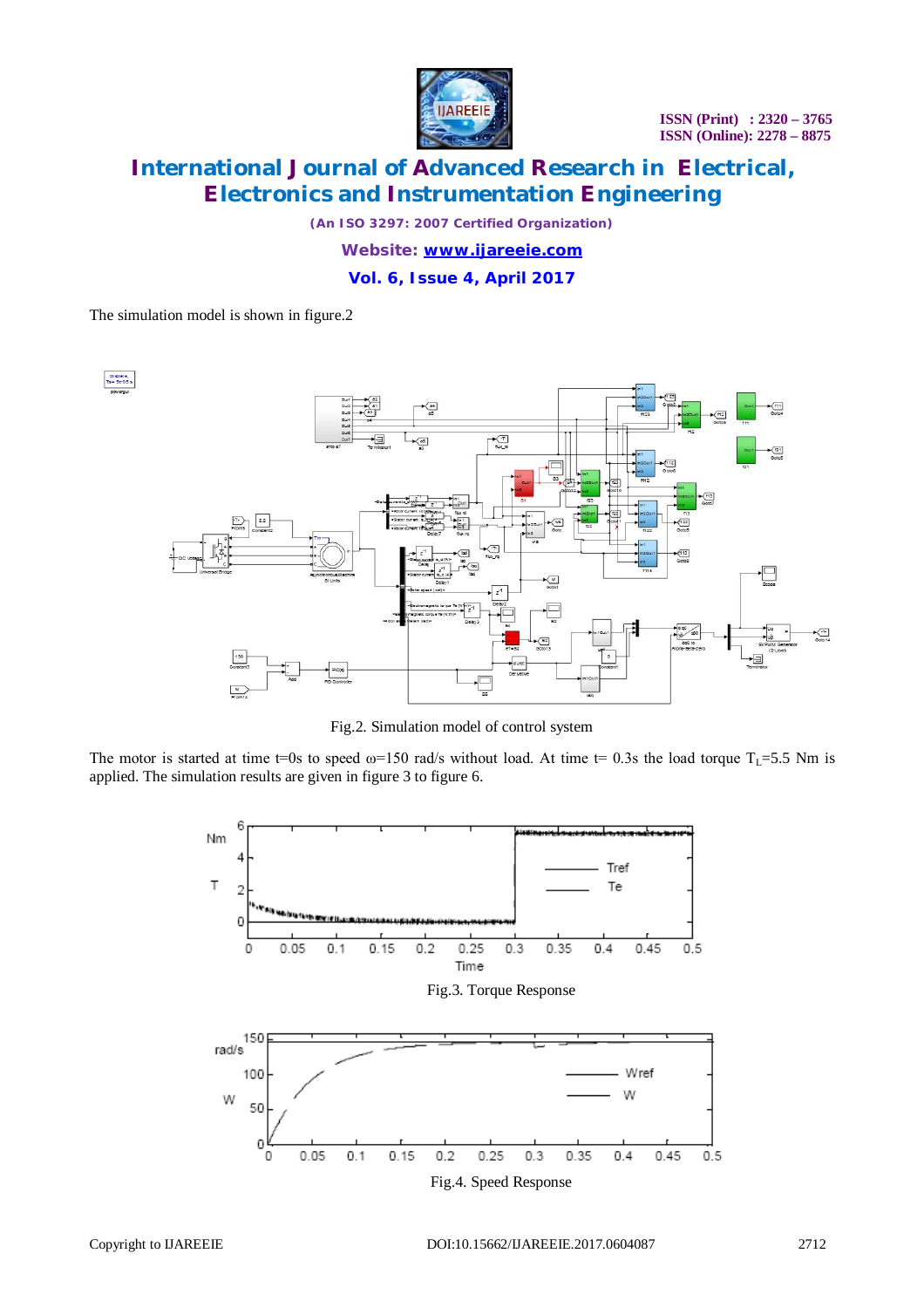The simulation model is shown in figure.2

Fig.2. Simulation model of control system

The motor is started at time t=0s to speed ω=150 rad/s without load. At time t= 0.3s the load torque $T_L$=5.5 Nm is applied. The simulation results are given in figure 3 to figure 6.

Fig.3. Torque Response

Fig.4. Speed Response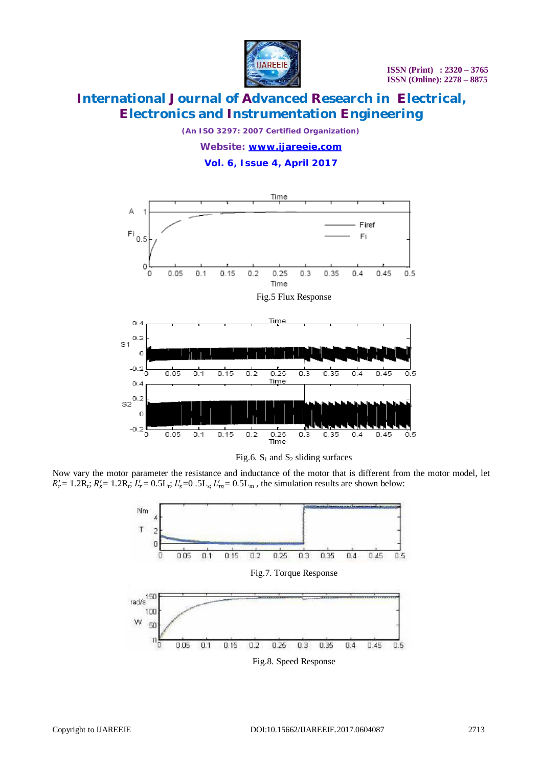Fig.5 Flux Response

Fig.6. $S_1$ and $S_2$ sliding surfaces

Now vary the motor parameter the resistance and inductance of the motor that is different from the motor model, let $R_r' = 1.2R_r$; $R_s' = 1.2R_r$; $L_r' = 0.5L_r$; $L_s' = 0.5L_s$; $L_m' = 0.5L_m$, the simulation results are shown below:

Fig.7. Torque Response

Fig.8. Speed Response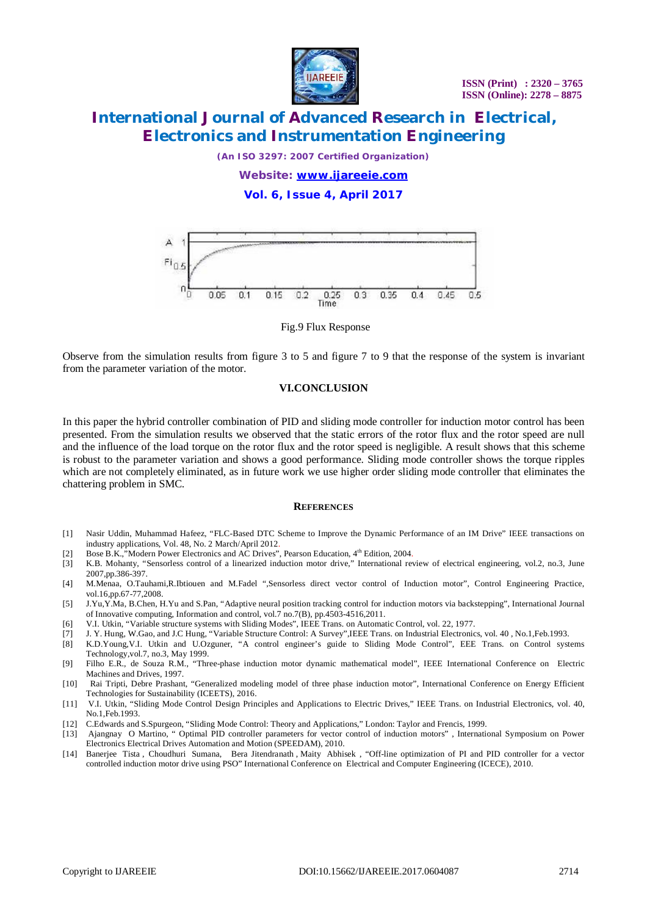A 1

Fi 0.5

0

0 0.05 0.1 0.15 0.2 0.25 0.3 0.35 0.4 0.45 0.5

Time

Fig.9 Flux Response

Observe from the simulation results from figure 3 to 5 and figure 7 to 9 that the response of the system is invariant from the parameter variation of the motor.

## VI.CONCLUSION

In this paper the hybrid controller combination of PID and sliding mode controller for induction motor control has been presented. From the simulation results we observed that the static errors of the rotor flux and the rotor speed are null and the influence of the load torque on the rotor flux and the rotor speed is negligible. A result shows that this scheme is robust to the parameter variation and shows a good performance. Sliding mode controller shows the torque ripples which are not completely eliminated, as in future work we use higher order sliding mode controller that eliminates the chattering problem in SMC.

## REFERENCES

[1] Nasir Uddin, Muhammad Hafeez, "FLC-Based DTC Scheme to Improve the Dynamic Performance of an IM Drive" IEEE transactions on industry applications, Vol. 48, No. 2 March/April 2012.

[2] Bose B.K.,"Modern Power Electronics and AC Drives", Pearson Education, 4th Edition, 2004.

[3] K.B. Mohanty, "Sensorless control of a linearized induction motor drive," International review of electrical engineering, vol.2, no.3, June 2007,pp.386-397.

[4] M.Menaa, O.Tauhami,R.Ibtiouen and M.Fadel ",Sensorless direct vector control of Induction motor", Control Engineering Practice, vol.16,pp.67-77,2008.

[5] J.Yu,Y.Ma, B.Chen, H.Yu and S.Pan, "Adaptive neural position tracking control for induction motors via backstepping", International Journal of Innovative computing, Information and control, vol.7 no.7(B), pp.4503-4516,2011.

[6] V.I. Utkin, "Variable structure systems with Sliding Modes", IEEE Trans. on Automatic Control, vol. 22, 1977.

[7] J. Y. Hung, W.Gao, and J.C Hung, "Variable Structure Control: A Survey",IEEE Trans. on Industrial Electronics, vol. 40 , No.1,Feb.1993.

[8] K.D.Young,V.I. Utkin and U.Ozguner, "A control engineer's guide to Sliding Mode Control", EEE Trans. on Control systems Technology,vol.7, no.3, May 1999.

[9] Filho E.R., de Souza R.M., "Three-phase induction motor dynamic mathematical model", IEEE International Conference on Electric Machines and Drives, 1997.

[10] Rai Tripti, Debre Prashant, "Generalized modeling model of three phase induction motor", International Conference on Energy Efficient Technologies for Sustainability (ICEETS), 2016.

[11] V.I. Utkin, "Sliding Mode Control Design Principles and Applications to Electric Drives," IEEE Trans. on Industrial Electronics, vol. 40, No.1,Feb.1993.

[12] C.Edwards and S.Spurgeon, "Sliding Mode Control: Theory and Applications," London: Taylor and Frencis, 1999.

[13] Ajangnay O Martino, " Optimal PID controller parameters for vector control of induction motors" , International Symposium on Power Electronics Electrical Drives Automation and Motion (SPEEDAM), 2010.

[14] Banerjee Tista , Choudhuri Sumana, Bera Jitendranath , Maity Abhisek , "Off-line optimization of PI and PID controller for a vector controlled induction motor drive using PSO" International Conference on Electrical and Computer Engineering (ICECE), 2010.